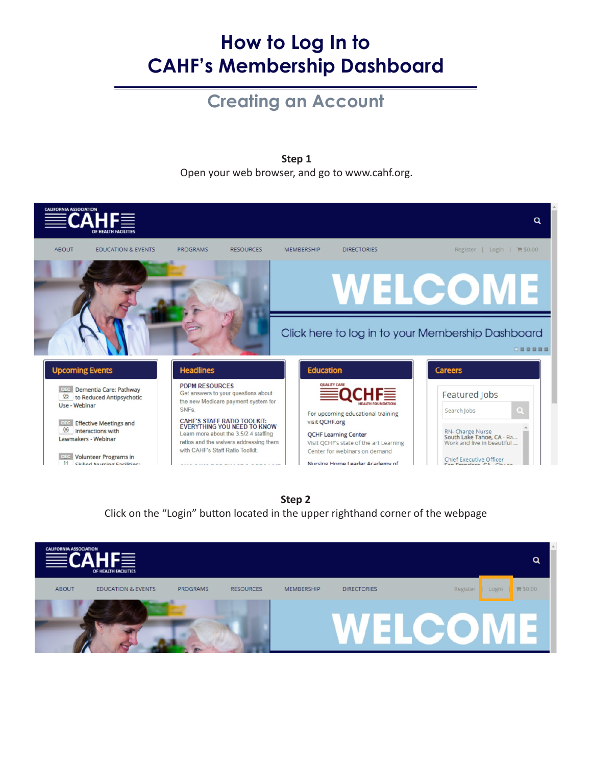# How to Log In to CAHF's Membership Dashboard

## Creating an Account

**Step 1**

Open your web browser, and go to www.cahf.org.

**Step 2**

Click on the "Login" button located in the upper righthand corner of the webpage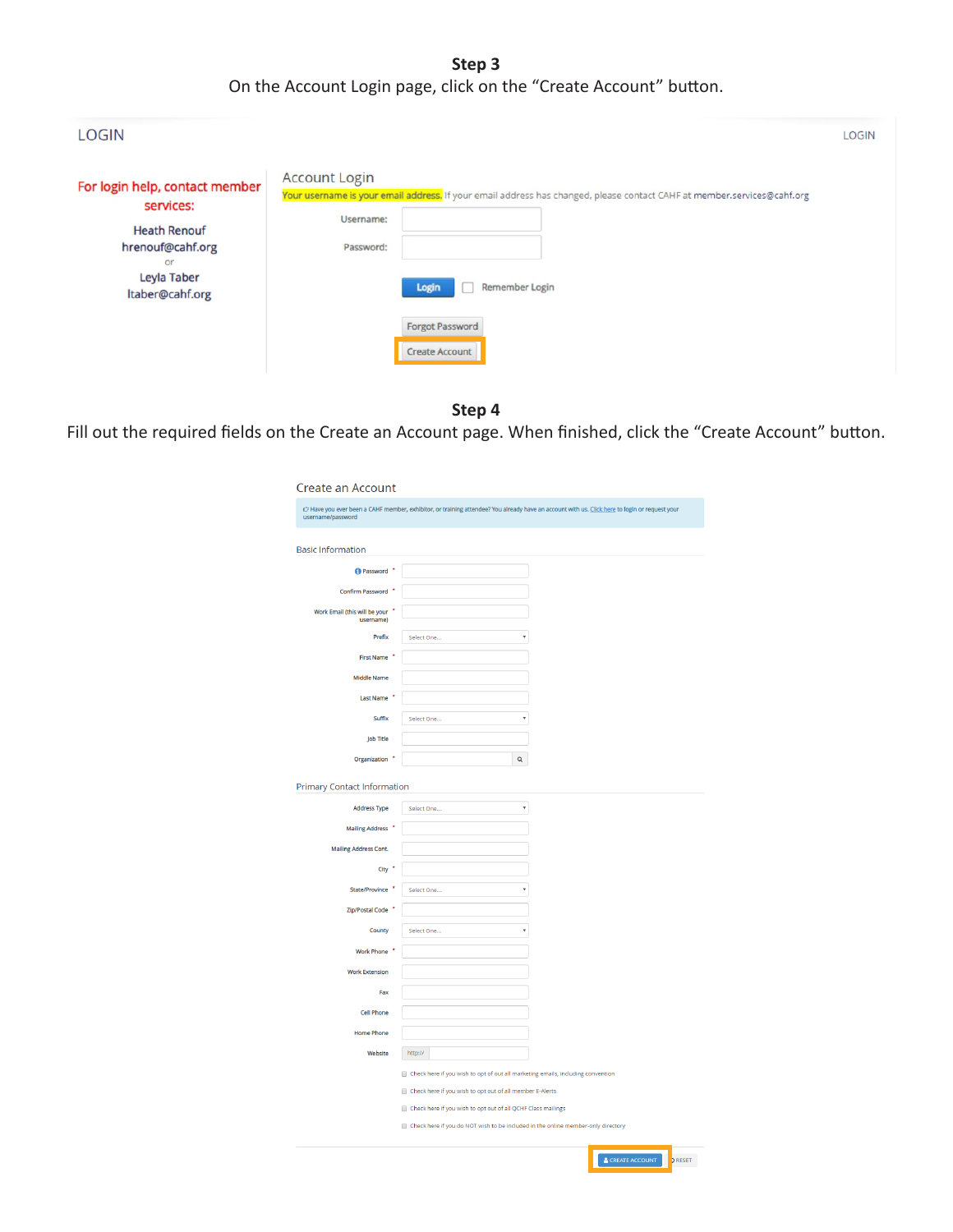## Step 3

On the Account Login page, click on the "Create Account" button.

LOGIN

LOGIN

For login help, contact member services:

Heath Renouf
hrenouf@cahf.org
or
Leyla Taber
ltaber@cahf.org

Account Login

Your username is your email address. If your email address has changed, please contact CAHF at member.services@cahf.org

Username:

Password:

Login    Remember Login

Forgot Password

Create Account

## Step 4

Fill out the required fields on the Create an Account page. When finished, click the "Create Account" button.

Create an Account

Have you ever been a CAHF member, exhibitor, or training attendee? You already have an account with us. Click here to login or request your username/password

Basic Information

- Password *
- Confirm Password *
- Work Email (this will be your username) *
- Prefix: Select One...
- First Name *
- Middle Name
- Last Name *
- Suffix: Select One...
- Job Title
- Organization *

Primary Contact Information

- Address Type: Select One...
- Mailing Address *
- Mailing Address Cont.
- City *
- State/Province *: Select One...
- Zip/Postal Code *
- County: Select One...
- Work Phone *
- Work Extension
- Fax
- Cell Phone
- Home Phone
- Website: http://

- Check here if you wish to opt out of all marketing emails, including convention
- Check here if you wish to opt out of all member E-Alerts
- Check here if you wish to opt out of all QCHF Class mailings
- Check here if you do NOT wish to be included in the online member-only directory

CREATE ACCOUNT    RESET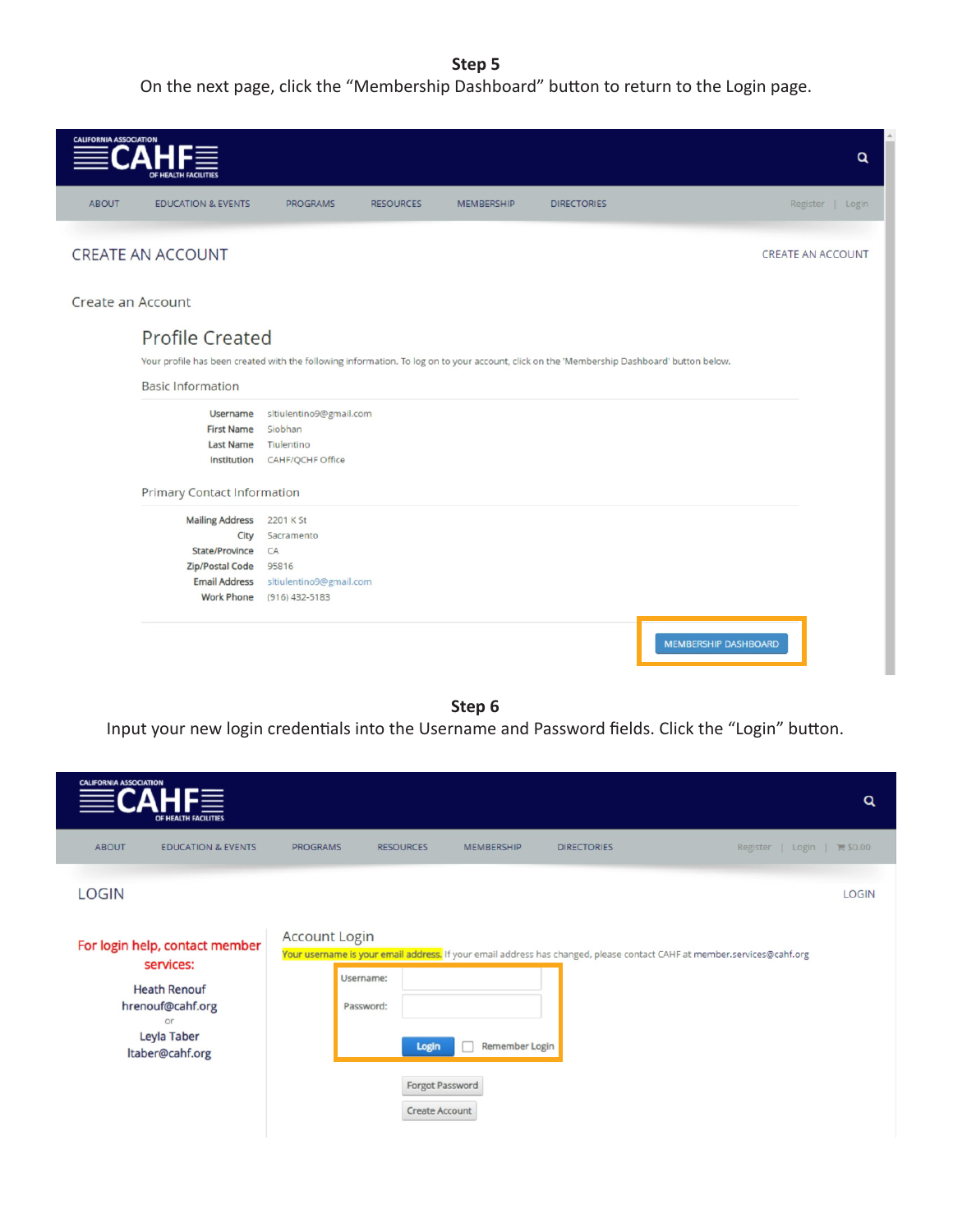**Step 5**

On the next page, click the "Membership Dashboard" button to return to the Login page.

CALIFORNIA ASSOCIATION CAHF OF HEALTH FACILITIES

ABOUT | EDUCATION & EVENTS | PROGRAMS | RESOURCES | MEMBERSHIP | DIRECTORIES | Register | Login

CREATE AN ACCOUNT

Create an Account

Profile Created

Your profile has been created with the following information. To log on to your account, click on the 'Membership Dashboard' button below.

Basic Information

| | |
|---|---|
| Username | sltiulentino9@gmail.com |
| First Name | Siobhan |
| Last Name | Tiulentino |
| Institution | CAHF/QCHF Office |

Primary Contact Information

| | |
|---|---|
| Mailing Address | 2201 K St |
| City | Sacramento |
| State/Province | CA |
| Zip/Postal Code | 95816 |
| Email Address | sltiulentino9@gmail.com |
| Work Phone | (916) 432-5183 |

MEMBERSHIP DASHBOARD

**Step 6**

Input your new login credentials into the Username and Password fields. Click the "Login" button.

CALIFORNIA ASSOCIATION CAHF OF HEALTH FACILITIES

ABOUT | EDUCATION & EVENTS | PROGRAMS | RESOURCES | MEMBERSHIP | DIRECTORIES | Register | Login | $0.00

LOGIN

For login help, contact member services:

Heath Renouf
hrenouf@cahf.org
or
Leyla Taber
ltaber@cahf.org

Account Login

Your username is your email address. If your email address has changed, please contact CAHF at member.services@cahf.org

Username:

Password:

Login | Remember Login

Forgot Password

Create Account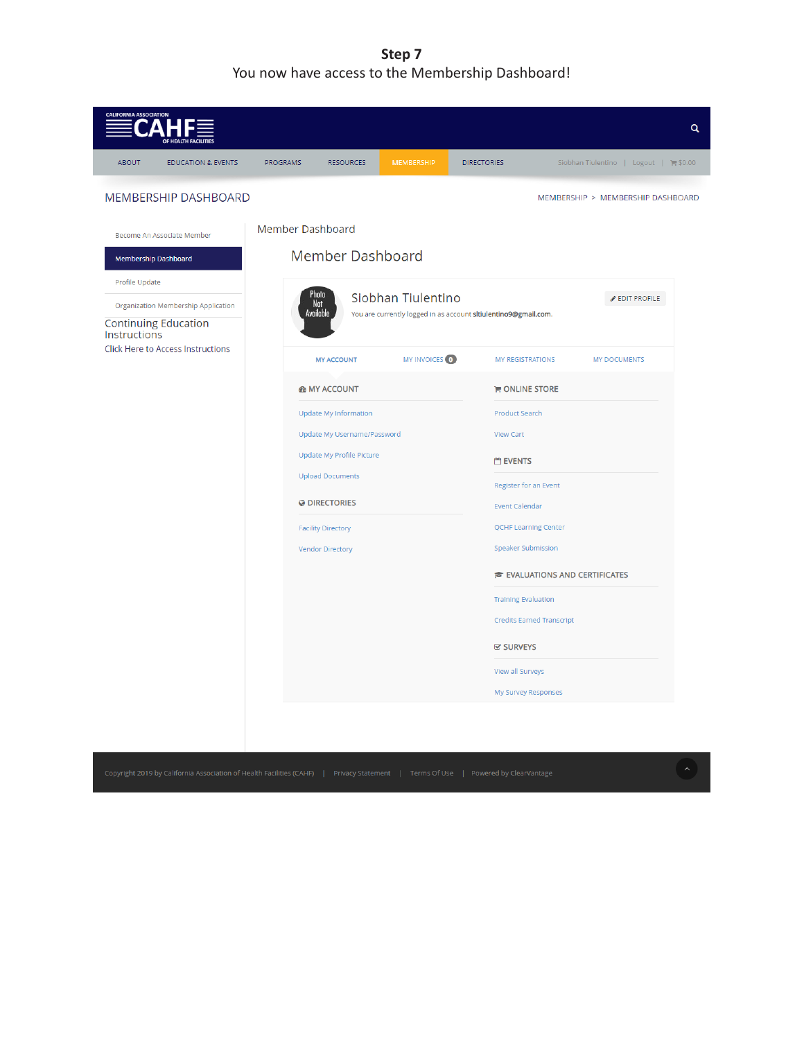# Step 7

You now have access to the Membership Dashboard!

CALIFORNIA ASSOCIATION CAHF OF HEALTH FACILITIES

ABOUT | EDUCATION & EVENTS | PROGRAMS | RESOURCES | MEMBERSHIP | DIRECTORIES | Siobhan Tiulentino | Logout | $0.00

## MEMBERSHIP DASHBOARD

MEMBERSHIP > MEMBERSHIP DASHBOARD

- Become An Associate Member
- Membership Dashboard
- Profile Update
- Organization Membership Application

Continuing Education Instructions

Click Here to Access Instructions

Member Dashboard

### Member Dashboard

Photo Not Available

**Siobhan Tiulentino**

EDIT PROFILE

You are currently logged in as account sltiulentino9@gmail.com.

MY ACCOUNT | MY INVOICES 0 | MY REGISTRATIONS | MY DOCUMENTS

**MY ACCOUNT**

- Update My Information
- Update My Username/Password
- Update My Profile Picture
- Upload Documents

**DIRECTORIES**

- Facility Directory
- Vendor Directory

**ONLINE STORE**

- Product Search
- View Cart

**EVENTS**

- Register for an Event
- Event Calendar
- QCHF Learning Center
- Speaker Submission

**EVALUATIONS AND CERTIFICATES**

- Training Evaluation
- Credits Earned Transcript

**SURVEYS**

- View all Surveys
- My Survey Responses

Copyright 2019 by California Association of Health Facilities (CAHF) | Privacy Statement | Terms Of Use | Powered by ClearVantage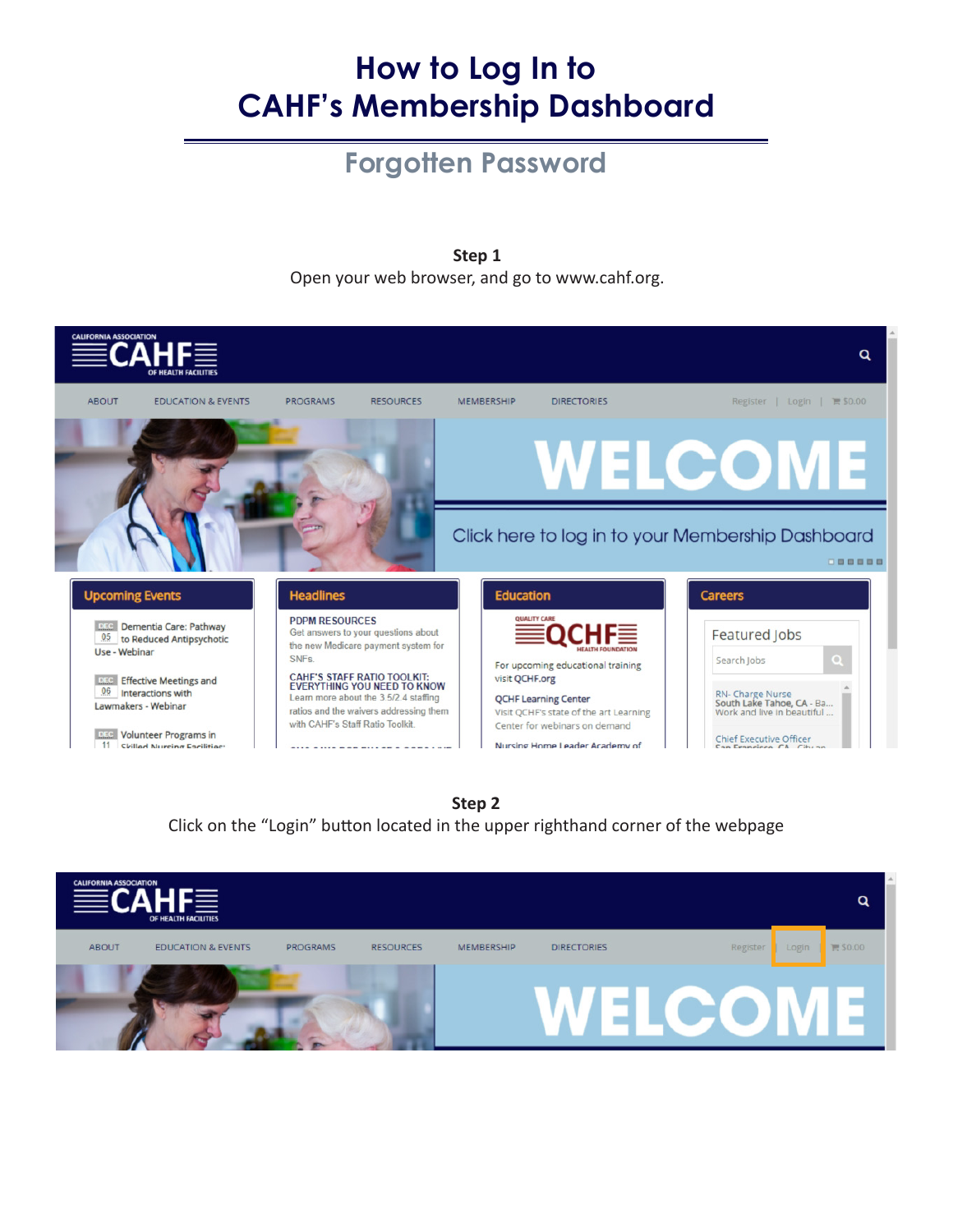# How to Log In to CAHF's Membership Dashboard

## Forgotten Password

**Step 1**

Open your web browser, and go to www.cahf.org.

**Step 2**

Click on the "Login" button located in the upper righthand corner of the webpage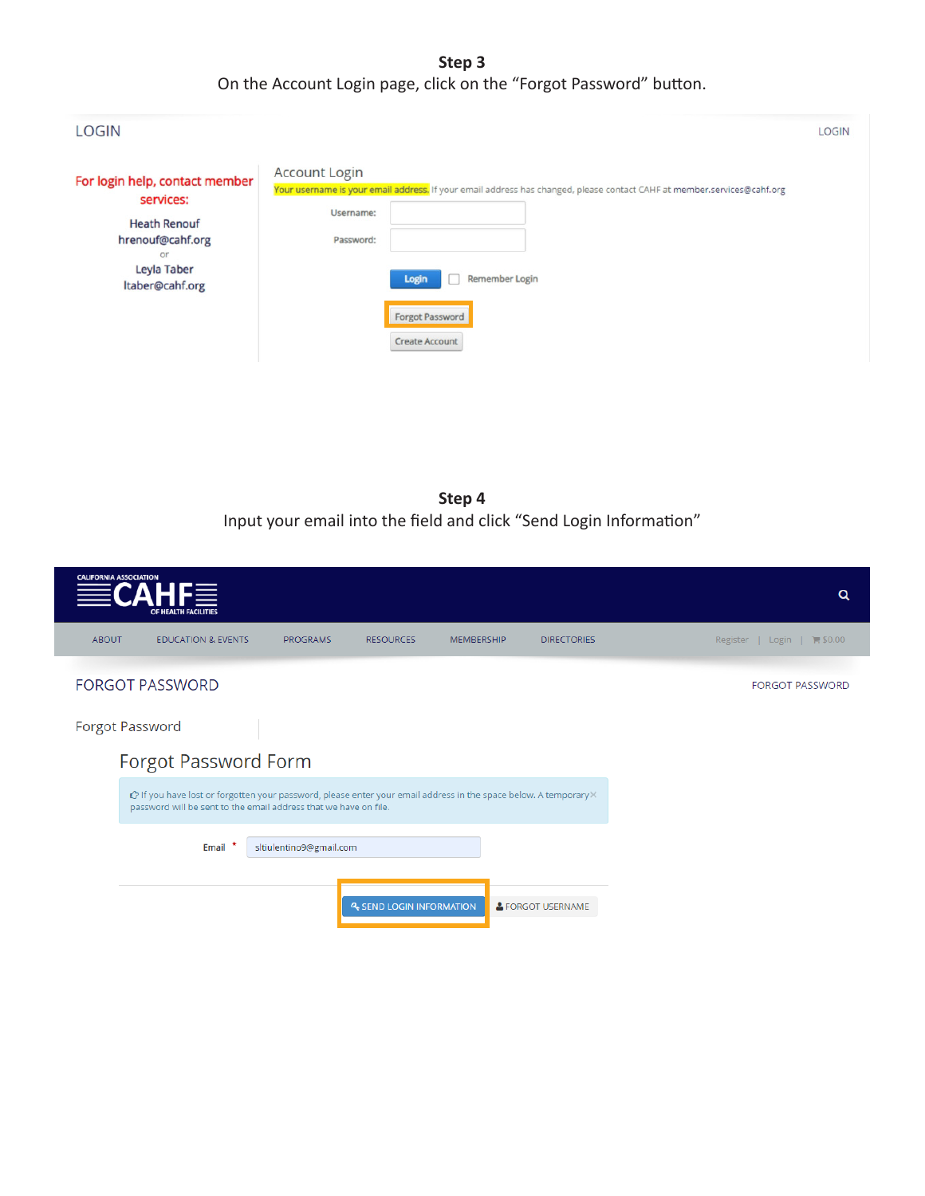**Step 3**

On the Account Login page, click on the "Forgot Password" button.

LOGIN

For login help, contact member services:

Heath Renouf
hrenouf@cahf.org
or
Leyla Taber
ltaber@cahf.org

Account Login

Your username is your email address. If your email address has changed, please contact CAHF at member.services@cahf.org

Username:

Password:

Login   Remember Login

Forgot Password

Create Account

**Step 4**

Input your email into the field and click "Send Login Information"

CALIFORNIA ASSOCIATION CAHF OF HEALTH FACILITIES

ABOUT   EDUCATION & EVENTS   PROGRAMS   RESOURCES   MEMBERSHIP   DIRECTORIES   Register | Login | $0.00

FORGOT PASSWORD

Forgot Password

Forgot Password Form

If you have lost or forgotten your password, please enter your email address in the space below. A temporary password will be sent to the email address that we have on file.

Email * sltiulentino9@gmail.com

SEND LOGIN INFORMATION   FORGOT USERNAME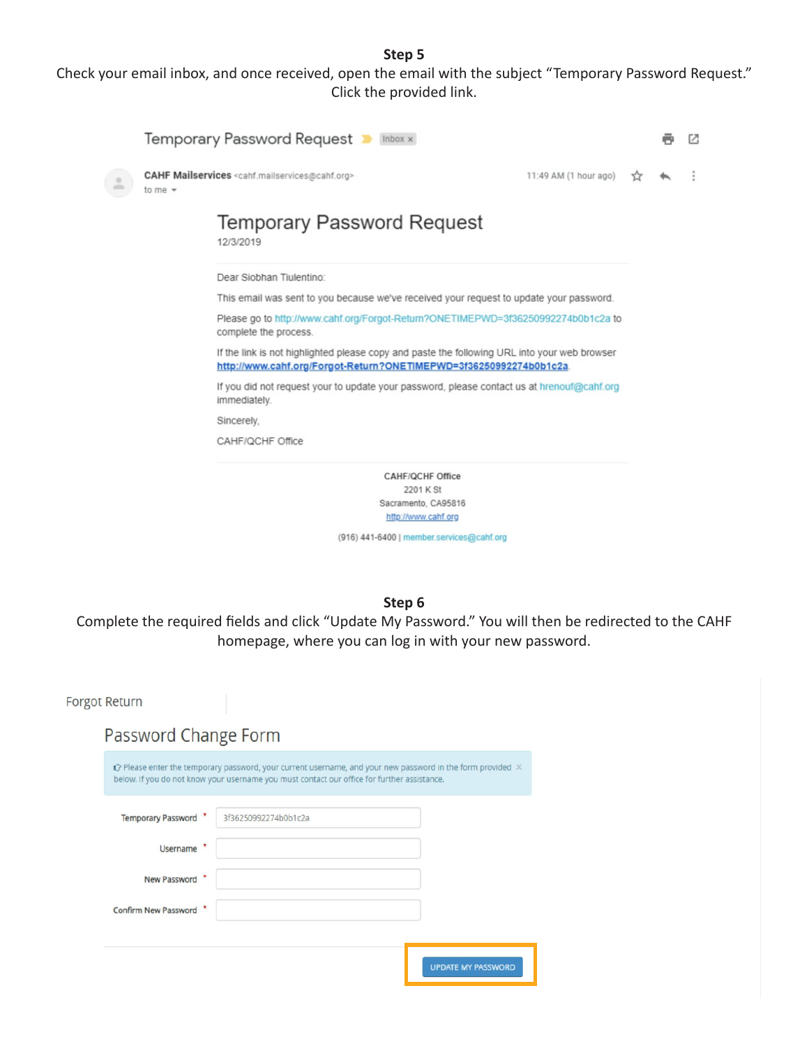**Step 5**

Check your email inbox, and once received, open the email with the subject “Temporary Password Request.” Click the provided link.

Temporary Password Request Inbox x

**CAHF Mailservices** <cahf.mailservices@cahf.org>
to me

11:49 AM (1 hour ago)

## Temporary Password Request

12/3/2019

Dear Siobhan Tiulentino:

This email was sent to you because we've received your request to update your password.

Please go to http://www.cahf.org/Forgot-Return?ONETIMEPWD=3f36250992274b0b1c2a to complete the process.

If the link is not highlighted please copy and paste the following URL into your web browser http://www.cahf.org/Forgot-Return?ONETIMEPWD=3f36250992274b0b1c2a.

If you did not request your to update your password, please contact us at hrenouf@cahf.org immediately.

Sincerely,

CAHF/QCHF Office

CAHF/QCHF Office
2201 K St
Sacramento, CA95816
http://www.cahf.org

(916) 441-6400 | member.services@cahf.org

**Step 6**

Complete the required fields and click “Update My Password.” You will then be redirected to the CAHF homepage, where you can log in with your new password.

Forgot Return

## Password Change Form

Please enter the temporary password, your current username, and your new password in the form provided below. If you do not know your username you must contact our office for further assistance.

Temporary Password * 3f36250992274b0b1c2a

Username *

New Password *

Confirm New Password *

UPDATE MY PASSWORD